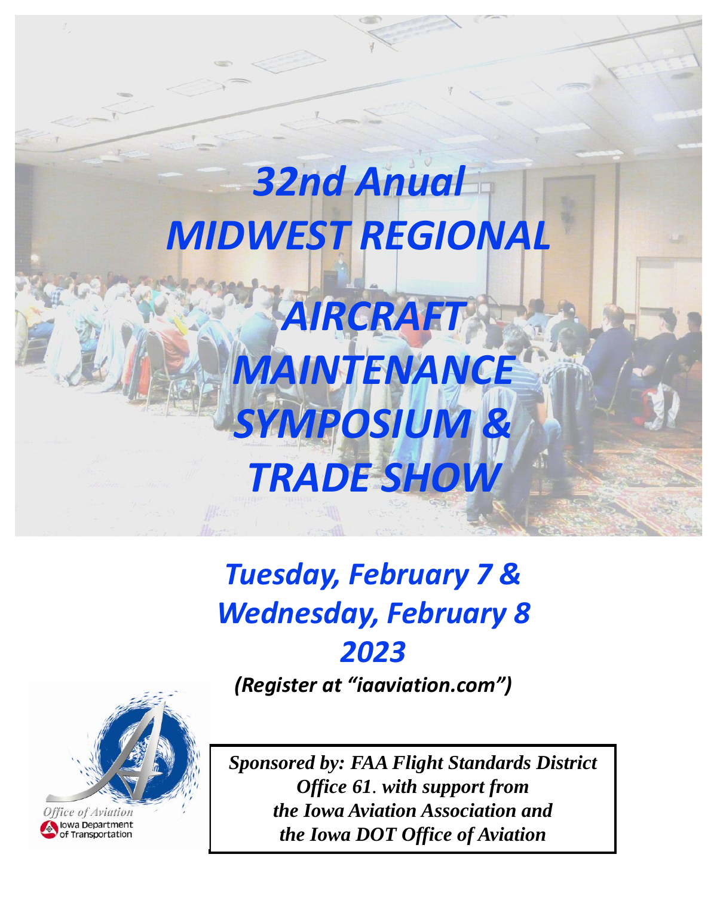# *32nd Anual MIDWEST REGIONAL AIRCRAFT MAINTENANCE SYMPOSIUM & TRADE SHOW*

## *Tuesday, February 7 & Wednesday, February 8 2023*

***(Register at "iaaviation.com")***

Office of Aviation
Iowa Department of Transportation

***Sponsored by: FAA Flight Standards District Office 61. with support from the Iowa Aviation Association and the Iowa DOT Office of Aviation***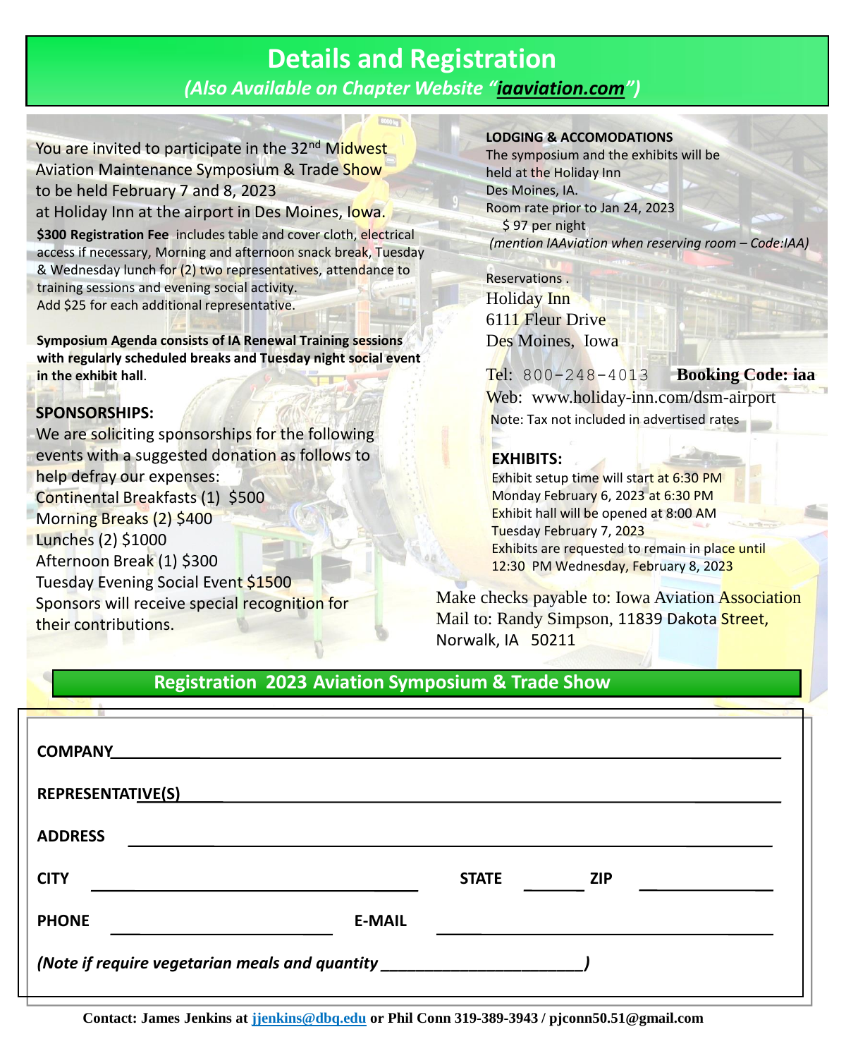# Details and Registration

*(Also Available on Chapter Website "iaaviation.com")*

You are invited to participate in the 32nd Midwest Aviation Maintenance Symposium & Trade Show to be held February 7 and 8, 2023 at Holiday Inn at the airport in Des Moines, Iowa.

**$300 Registration Fee** includes table and cover cloth, electrical access if necessary, Morning and afternoon snack break, Tuesday & Wednesday lunch for (2) two representatives, attendance to training sessions and evening social activity. Add $25 for each additional representative.

**Symposium Agenda consists of IA Renewal Training sessions with regularly scheduled breaks and Tuesday night social event in the exhibit hall**.

### SPONSORSHIPS:

We are soliciting sponsorships for the following events with a suggested donation as follows to help defray our expenses:

Continental Breakfasts (1) $500
Morning Breaks (2) $400
Lunches (2) $1000
Afternoon Break (1) $300
Tuesday Evening Social Event $1500

Sponsors will receive special recognition for their contributions.

**LODGING & ACCOMODATIONS**

The symposium and the exhibits will be held at the Holiday Inn
Des Moines, IA.
Room rate prior to Jan 24, 2023
$ 97 per night
*(mention IAAviation when reserving room – Code:IAA)*

Reservations .
Holiday Inn
6111 Fleur Drive
Des Moines, Iowa

Tel: 800-248-4013 **Booking Code: iaa**
Web: www.holiday-inn.com/dsm-airport
Note: Tax not included in advertised rates

### EXHIBITS:

Exhibit setup time will start at 6:30 PM Monday February 6, 2023 at 6:30 PM
Exhibit hall will be opened at 8:00 AM Tuesday February 7, 2023
Exhibits are requested to remain in place until 12:30 PM Wednesday, February 8, 2023

Make checks payable to: Iowa Aviation Association
Mail to: Randy Simpson, 11839 Dakota Street, Norwalk, IA 50211

## Registration 2023 Aviation Symposium & Trade Show

**COMPANY**_______________________________________________

**REPRESENTATIVE(S)**_______________________________________

**ADDRESS** _______________________________________________

**CITY** ____________________ **STATE** ______ **ZIP** ____________

**PHONE** ________________ **E-MAIL** ______________________

***(Note if require vegetarian meals and quantity ___________________)***

**Contact: James Jenkins at jjenkins@dbq.edu or Phil Conn 319-389-3943 / pjconn50.51@gmail.com**